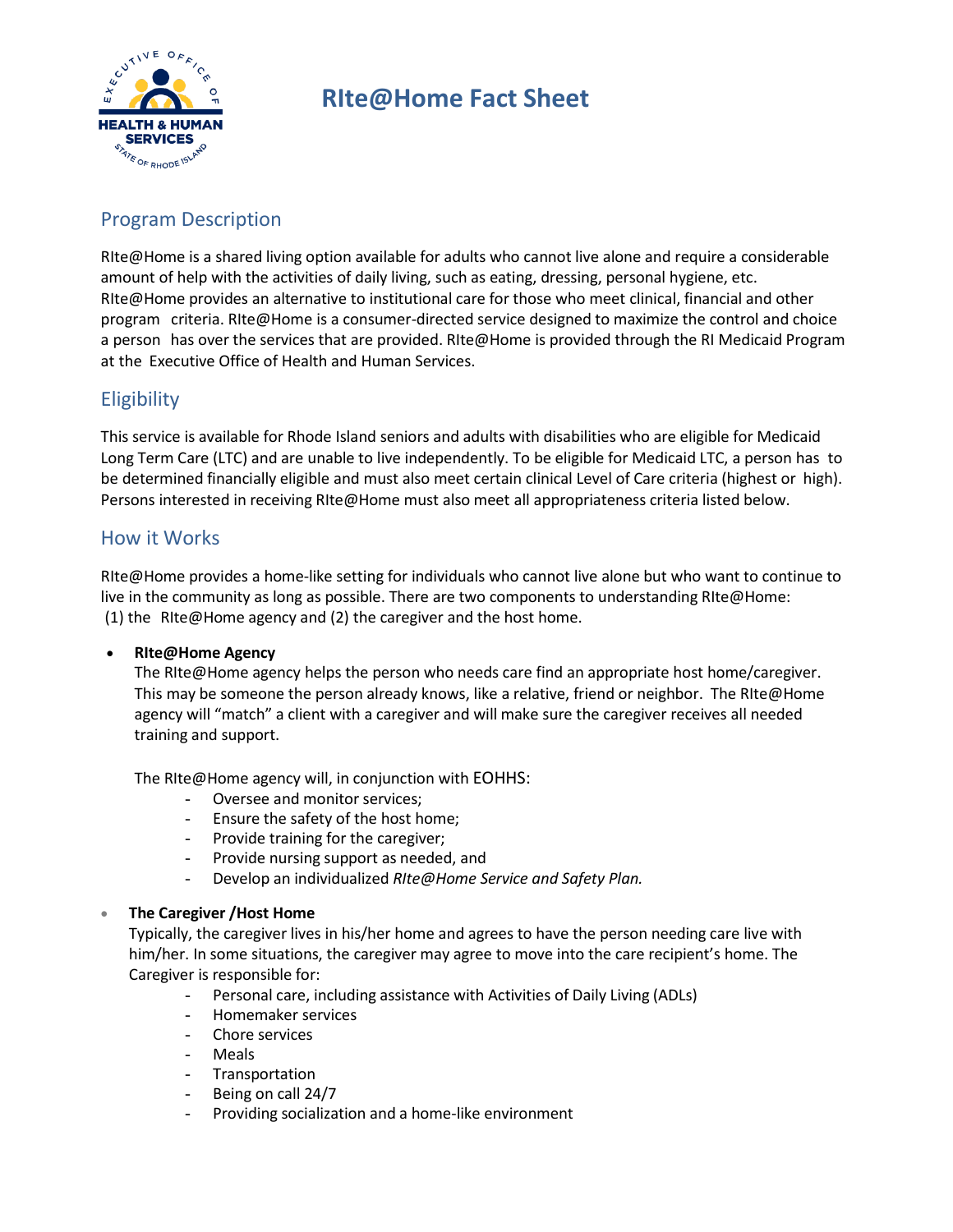# RIte@Home Fact Sheet

## Program Description

RIte@Home is a shared living option available for adults who cannot live alone and require a considerable amount of help with the activities of daily living, such as eating, dressing, personal hygiene, etc. RIte@Home provides an alternative to institutional care for those who meet clinical, financial and other program criteria. RIte@Home is a consumer-directed service designed to maximize the control and choice a person has over the services that are provided. RIte@Home is provided through the RI Medicaid Program at the Executive Office of Health and Human Services.

## Eligibility

This service is available for Rhode Island seniors and adults with disabilities who are eligible for Medicaid Long Term Care (LTC) and are unable to live independently. To be eligible for Medicaid LTC, a person has to be determined financially eligible and must also meet certain clinical Level of Care criteria (highest or high). Persons interested in receiving RIte@Home must also meet all appropriateness criteria listed below.

## How it Works

RIte@Home provides a home-like setting for individuals who cannot live alone but who want to continue to live in the community as long as possible. There are two components to understanding RIte@Home: (1) the RIte@Home agency and (2) the caregiver and the host home.

- **RIte@Home Agency**

  The RIte@Home agency helps the person who needs care find an appropriate host home/caregiver. This may be someone the person already knows, like a relative, friend or neighbor. The RIte@Home agency will "match" a client with a caregiver and will make sure the caregiver receives all needed training and support.

  The RIte@Home agency will, in conjunction with EOHHS:

  - Oversee and monitor services;
  - Ensure the safety of the host home;
  - Provide training for the caregiver;
  - Provide nursing support as needed, and
  - Develop an individualized *RIte@Home Service and Safety Plan.*

- **The Caregiver /Host Home**

  Typically, the caregiver lives in his/her home and agrees to have the person needing care live with him/her. In some situations, the caregiver may agree to move into the care recipient's home. The Caregiver is responsible for:

  - Personal care, including assistance with Activities of Daily Living (ADLs)
  - Homemaker services
  - Chore services
  - Meals
  - Transportation
  - Being on call 24/7
  - Providing socialization and a home-like environment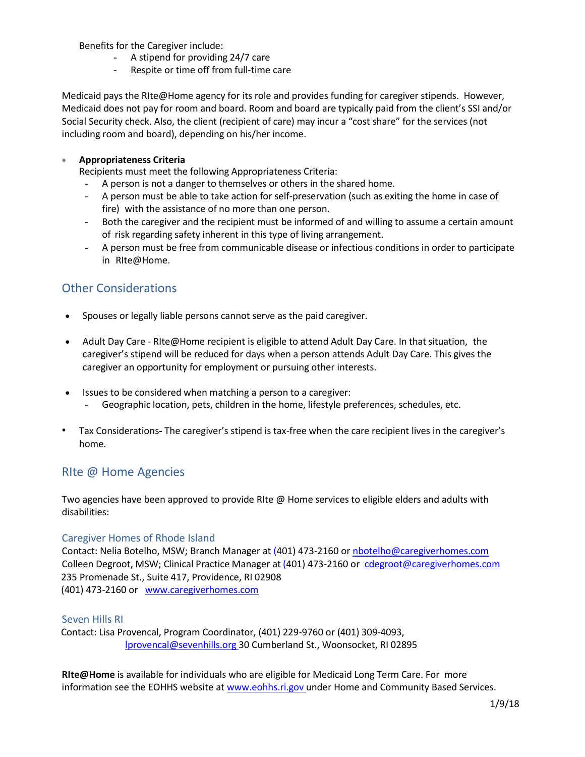Benefits for the Caregiver include:

- A stipend for providing 24/7 care
- Respite or time off from full-time care

Medicaid pays the RIte@Home agency for its role and provides funding for caregiver stipends. However, Medicaid does not pay for room and board. Room and board are typically paid from the client's SSI and/or Social Security check. Also, the client (recipient of care) may incur a "cost share" for the services (not including room and board), depending on his/her income.

- **Appropriateness Criteria**

  Recipients must meet the following Appropriateness Criteria:
  - A person is not a danger to themselves or others in the shared home.
  - A person must be able to take action for self-preservation (such as exiting the home in case of fire) with the assistance of no more than one person.
  - Both the caregiver and the recipient must be informed of and willing to assume a certain amount of risk regarding safety inherent in this type of living arrangement.
  - A person must be free from communicable disease or infectious conditions in order to participate in RIte@Home.

## Other Considerations

- Spouses or legally liable persons cannot serve as the paid caregiver.

- Adult Day Care - RIte@Home recipient is eligible to attend Adult Day Care. In that situation, the caregiver's stipend will be reduced for days when a person attends Adult Day Care. This gives the caregiver an opportunity for employment or pursuing other interests.

- Issues to be considered when matching a person to a caregiver:
  - Geographic location, pets, children in the home, lifestyle preferences, schedules, etc.

- Tax Considerations**-** The caregiver's stipend is tax-free when the care recipient lives in the caregiver's home.

## RIte @ Home Agencies

Two agencies have been approved to provide RIte @ Home services to eligible elders and adults with disabilities:

### Caregiver Homes of Rhode Island

Contact: Nelia Botelho, MSW; Branch Manager at (401) 473-2160 or nbotelho@caregiverhomes.com
Colleen Degroot, MSW; Clinical Practice Manager at (401) 473-2160 or cdegroot@caregiverhomes.com
235 Promenade St., Suite 417, Providence, RI 02908
(401) 473-2160 or www.caregiverhomes.com

### Seven Hills RI

Contact: Lisa Provencal, Program Coordinator, (401) 229-9760 or (401) 309-4093,
lprovencal@sevenhills.org 30 Cumberland St., Woonsocket, RI 02895

**RIte@Home** is available for individuals who are eligible for Medicaid Long Term Care. For more information see the EOHHS website at www.eohhs.ri.gov under Home and Community Based Services.

1/9/18